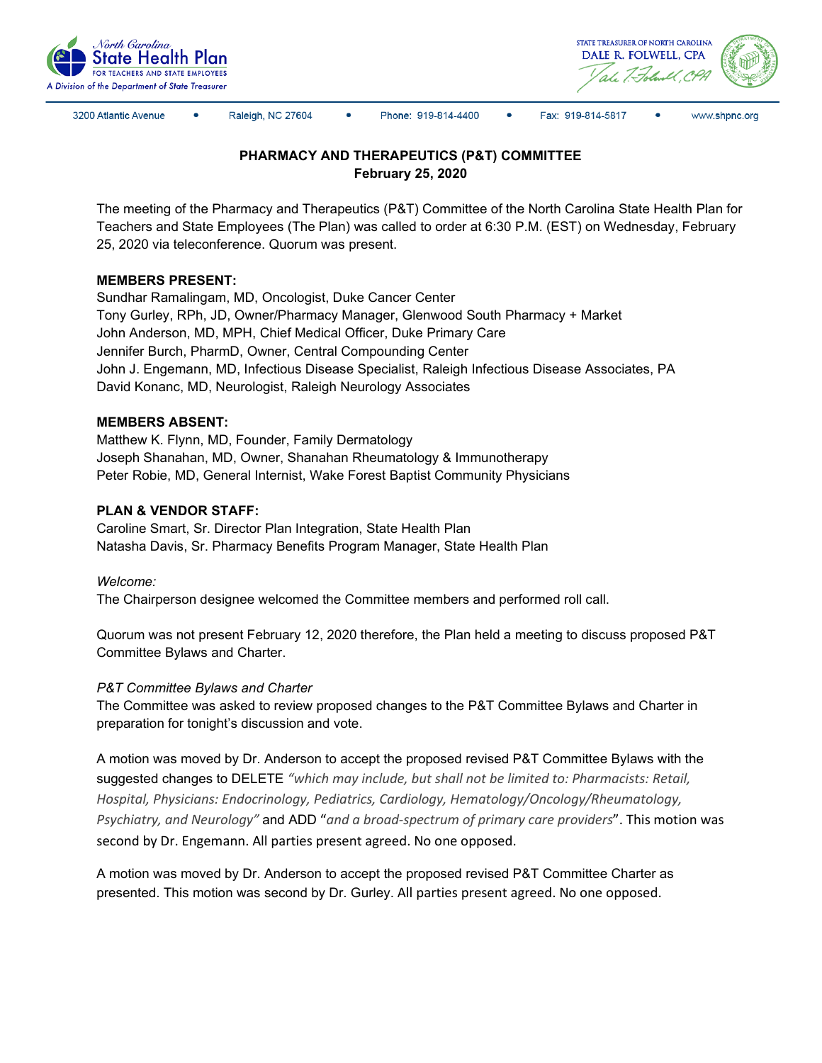North Carolina State Health Plan FOR TEACHERS AND STATE EMPLOYEES
A Division of the Department of State Treasurer

STATE TREASURER OF NORTH CAROLINA
DALE R. FOLWELL, CPA

3200 Atlantic Avenue • Raleigh, NC 27604 • Phone: 919-814-4400 • Fax: 919-814-5817 • www.shpnc.org

**PHARMACY AND THERAPEUTICS (P&T) COMMITTEE**
**February 25, 2020**

The meeting of the Pharmacy and Therapeutics (P&T) Committee of the North Carolina State Health Plan for Teachers and State Employees (The Plan) was called to order at 6:30 P.M. (EST) on Wednesday, February 25, 2020 via teleconference. Quorum was present.

**MEMBERS PRESENT:**
Sundhar Ramalingam, MD, Oncologist, Duke Cancer Center
Tony Gurley, RPh, JD, Owner/Pharmacy Manager, Glenwood South Pharmacy + Market
John Anderson, MD, MPH, Chief Medical Officer, Duke Primary Care
Jennifer Burch, PharmD, Owner, Central Compounding Center
John J. Engemann, MD, Infectious Disease Specialist, Raleigh Infectious Disease Associates, PA
David Konanc, MD, Neurologist, Raleigh Neurology Associates

**MEMBERS ABSENT:**
Matthew K. Flynn, MD, Founder, Family Dermatology
Joseph Shanahan, MD, Owner, Shanahan Rheumatology & Immunotherapy
Peter Robie, MD, General Internist, Wake Forest Baptist Community Physicians

**PLAN & VENDOR STAFF:**
Caroline Smart, Sr. Director Plan Integration, State Health Plan
Natasha Davis, Sr. Pharmacy Benefits Program Manager, State Health Plan

*Welcome:*
The Chairperson designee welcomed the Committee members and performed roll call.

Quorum was not present February 12, 2020 therefore, the Plan held a meeting to discuss proposed P&T Committee Bylaws and Charter.

*P&T Committee Bylaws and Charter*
The Committee was asked to review proposed changes to the P&T Committee Bylaws and Charter in preparation for tonight's discussion and vote.

A motion was moved by Dr. Anderson to accept the proposed revised P&T Committee Bylaws with the suggested changes to DELETE *"which may include, but shall not be limited to: Pharmacists: Retail, Hospital, Physicians: Endocrinology, Pediatrics, Cardiology, Hematology/Oncology/Rheumatology, Psychiatry, and Neurology"* and ADD "*and a broad-spectrum of primary care providers*". This motion was second by Dr. Engemann. All parties present agreed. No one opposed.

A motion was moved by Dr. Anderson to accept the proposed revised P&T Committee Charter as presented. This motion was second by Dr. Gurley. All parties present agreed. No one opposed.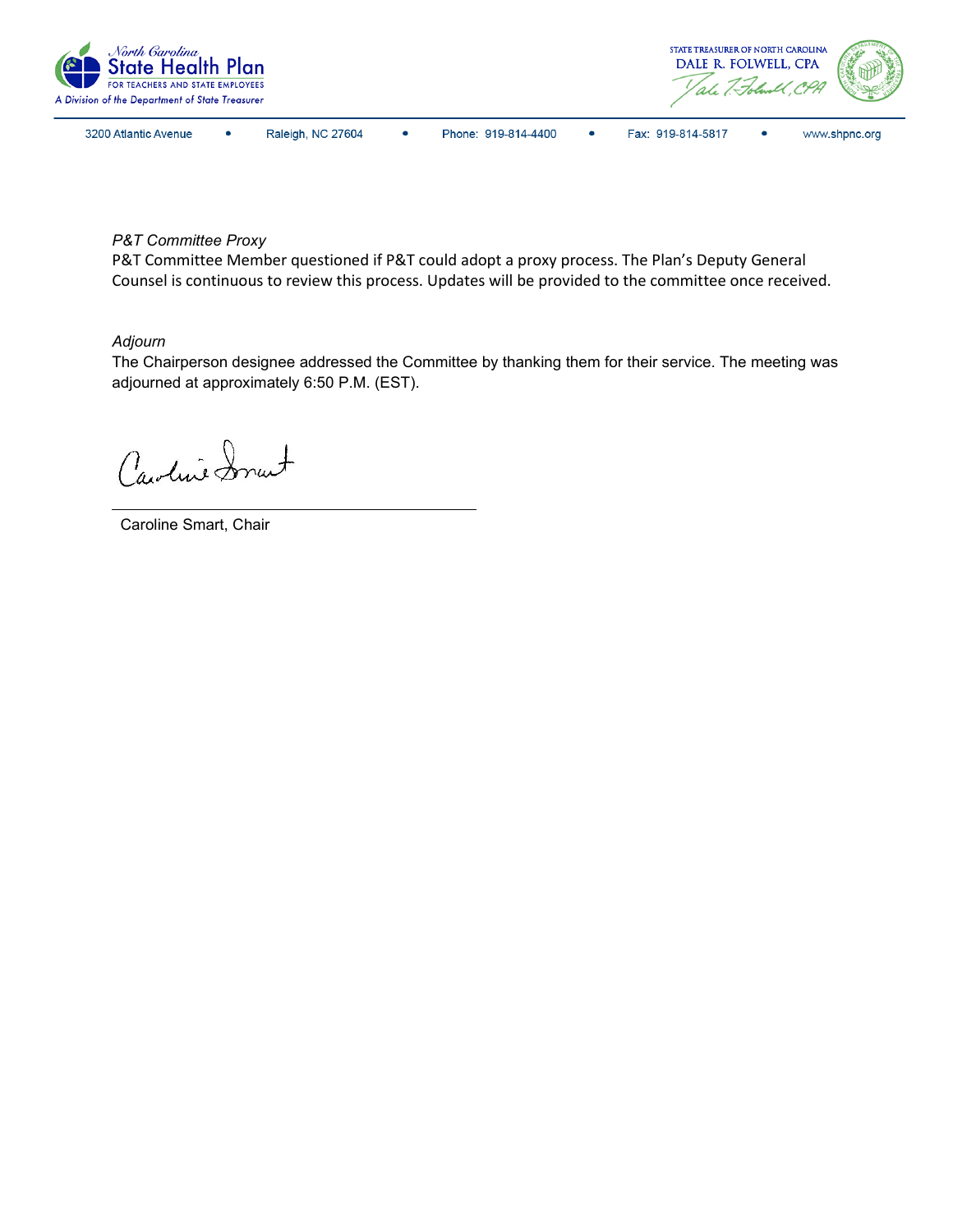*P&T Committee Proxy*

P&T Committee Member questioned if P&T could adopt a proxy process. The Plan's Deputy General Counsel is continuous to review this process. Updates will be provided to the committee once received.

*Adjourn*

The Chairperson designee addressed the Committee by thanking them for their service. The meeting was adjourned at approximately 6:50 P.M. (EST).

Caroline Smart, Chair